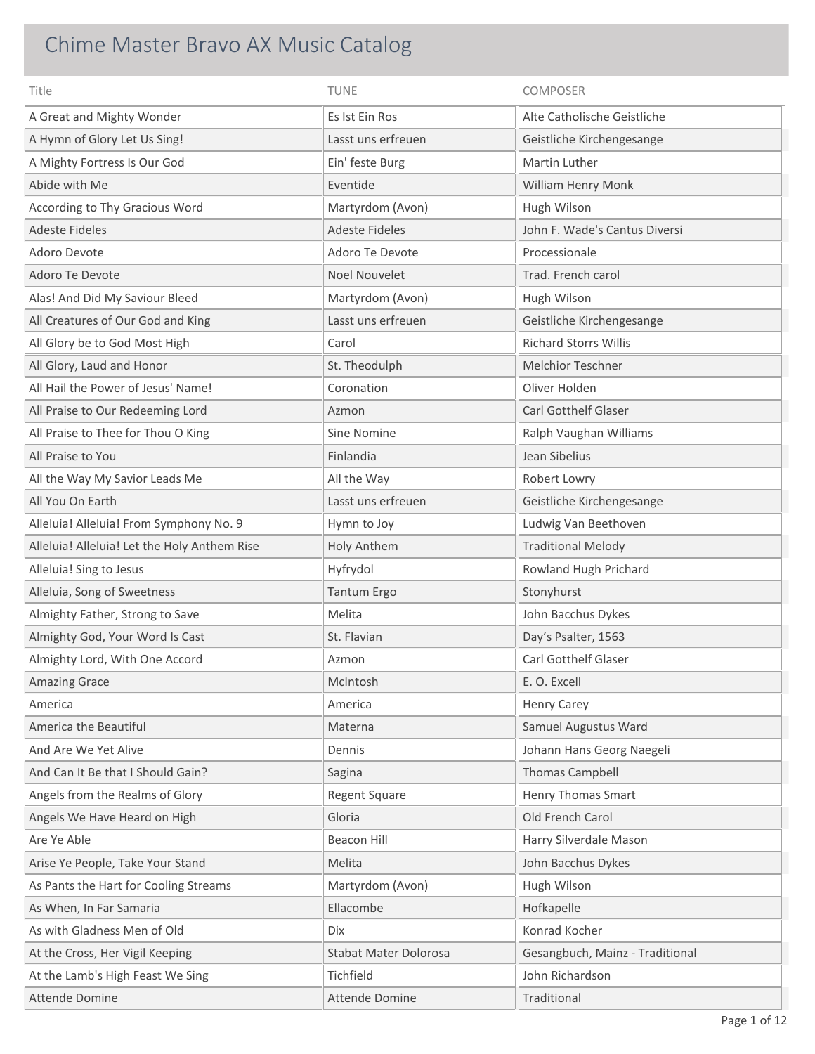# Chime Master Bravo AX Music Catalog

| Title | TUNE | COMPOSER |
|---|---|---|
| A Great and Mighty Wonder | Es Ist Ein Ros | Alte Catholische Geistliche |
| A Hymn of Glory Let Us Sing! | Lasst uns erfreuen | Geistliche Kirchengesange |
| A Mighty Fortress Is Our God | Ein' feste Burg | Martin Luther |
| Abide with Me | Eventide | William Henry Monk |
| According to Thy Gracious Word | Martyrdom (Avon) | Hugh Wilson |
| Adeste Fideles | Adeste Fideles | John F. Wade's Cantus Diversi |
| Adoro Devote | Adoro Te Devote | Processionale |
| Adoro Te Devote | Noel Nouvelet | Trad. French carol |
| Alas! And Did My Saviour Bleed | Martyrdom (Avon) | Hugh Wilson |
| All Creatures of Our God and King | Lasst uns erfreuen | Geistliche Kirchengesange |
| All Glory be to God Most High | Carol | Richard Storrs Willis |
| All Glory, Laud and Honor | St. Theodulph | Melchior Teschner |
| All Hail the Power of Jesus' Name! | Coronation | Oliver Holden |
| All Praise to Our Redeeming Lord | Azmon | Carl Gotthelf Glaser |
| All Praise to Thee for Thou O King | Sine Nomine | Ralph Vaughan Williams |
| All Praise to You | Finlandia | Jean Sibelius |
| All the Way My Savior Leads Me | All the Way | Robert Lowry |
| All You On Earth | Lasst uns erfreuen | Geistliche Kirchengesange |
| Alleluia! Alleluia! From Symphony No. 9 | Hymn to Joy | Ludwig Van Beethoven |
| Alleluia! Alleluia! Let the Holy Anthem Rise | Holy Anthem | Traditional Melody |
| Alleluia! Sing to Jesus | Hyfrydol | Rowland Hugh Prichard |
| Alleluia, Song of Sweetness | Tantum Ergo | Stonyhurst |
| Almighty Father, Strong to Save | Melita | John Bacchus Dykes |
| Almighty God, Your Word Is Cast | St. Flavian | Day's Psalter, 1563 |
| Almighty Lord, With One Accord | Azmon | Carl Gotthelf Glaser |
| Amazing Grace | McIntosh | E. O. Excell |
| America | America | Henry Carey |
| America the Beautiful | Materna | Samuel Augustus Ward |
| And Are We Yet Alive | Dennis | Johann Hans Georg Naegeli |
| And Can It Be that I Should Gain? | Sagina | Thomas Campbell |
| Angels from the Realms of Glory | Regent Square | Henry Thomas Smart |
| Angels We Have Heard on High | Gloria | Old French Carol |
| Are Ye Able | Beacon Hill | Harry Silverdale Mason |
| Arise Ye People, Take Your Stand | Melita | John Bacchus Dykes |
| As Pants the Hart for Cooling Streams | Martyrdom (Avon) | Hugh Wilson |
| As When, In Far Samaria | Ellacombe | Hofkapelle |
| As with Gladness Men of Old | Dix | Konrad Kocher |
| At the Cross, Her Vigil Keeping | Stabat Mater Dolorosa | Gesangbuch, Mainz - Traditional |
| At the Lamb's High Feast We Sing | Tichfield | John Richardson |
| Attende Domine | Attende Domine | Traditional |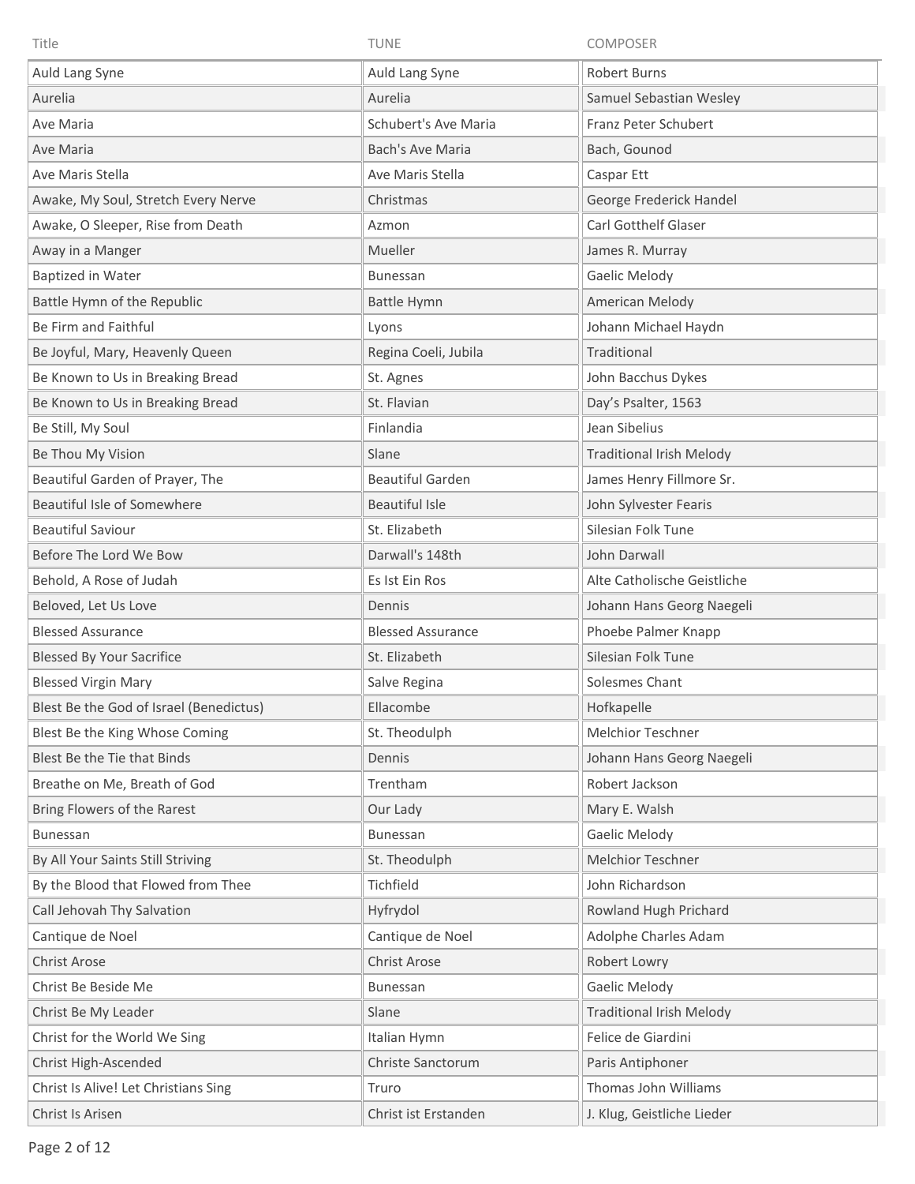| Title | TUNE | COMPOSER |
|---|---|---|
| Auld Lang Syne | Auld Lang Syne | Robert Burns |
| Aurelia | Aurelia | Samuel Sebastian Wesley |
| Ave Maria | Schubert's Ave Maria | Franz Peter Schubert |
| Ave Maria | Bach's Ave Maria | Bach, Gounod |
| Ave Maris Stella | Ave Maris Stella | Caspar Ett |
| Awake, My Soul, Stretch Every Nerve | Christmas | George Frederick Handel |
| Awake, O Sleeper, Rise from Death | Azmon | Carl Gotthelf Glaser |
| Away in a Manger | Mueller | James R. Murray |
| Baptized in Water | Bunessan | Gaelic Melody |
| Battle Hymn of the Republic | Battle Hymn | American Melody |
| Be Firm and Faithful | Lyons | Johann Michael Haydn |
| Be Joyful, Mary, Heavenly Queen | Regina Coeli, Jubila | Traditional |
| Be Known to Us in Breaking Bread | St. Agnes | John Bacchus Dykes |
| Be Known to Us in Breaking Bread | St. Flavian | Day's Psalter, 1563 |
| Be Still, My Soul | Finlandia | Jean Sibelius |
| Be Thou My Vision | Slane | Traditional Irish Melody |
| Beautiful Garden of Prayer, The | Beautiful Garden | James Henry Fillmore Sr. |
| Beautiful Isle of Somewhere | Beautiful Isle | John Sylvester Fearis |
| Beautiful Saviour | St. Elizabeth | Silesian Folk Tune |
| Before The Lord We Bow | Darwall's 148th | John Darwall |
| Behold, A Rose of Judah | Es Ist Ein Ros | Alte Catholische Geistliche |
| Beloved, Let Us Love | Dennis | Johann Hans Georg Naegeli |
| Blessed Assurance | Blessed Assurance | Phoebe Palmer Knapp |
| Blessed By Your Sacrifice | St. Elizabeth | Silesian Folk Tune |
| Blessed Virgin Mary | Salve Regina | Solesmes Chant |
| Blest Be the God of Israel (Benedictus) | Ellacombe | Hofkapelle |
| Blest Be the King Whose Coming | St. Theodulph | Melchior Teschner |
| Blest Be the Tie that Binds | Dennis | Johann Hans Georg Naegeli |
| Breathe on Me, Breath of God | Trentham | Robert Jackson |
| Bring Flowers of the Rarest | Our Lady | Mary E. Walsh |
| Bunessan | Bunessan | Gaelic Melody |
| By All Your Saints Still Striving | St. Theodulph | Melchior Teschner |
| By the Blood that Flowed from Thee | Tichfield | John Richardson |
| Call Jehovah Thy Salvation | Hyfrydol | Rowland Hugh Prichard |
| Cantique de Noel | Cantique de Noel | Adolphe Charles Adam |
| Christ Arose | Christ Arose | Robert Lowry |
| Christ Be Beside Me | Bunessan | Gaelic Melody |
| Christ Be My Leader | Slane | Traditional Irish Melody |
| Christ for the World We Sing | Italian Hymn | Felice de Giardini |
| Christ High-Ascended | Christe Sanctorum | Paris Antiphoner |
| Christ Is Alive! Let Christians Sing | Truro | Thomas John Williams |
| Christ Is Arisen | Christ ist Erstanden | J. Klug, Geistliche Lieder |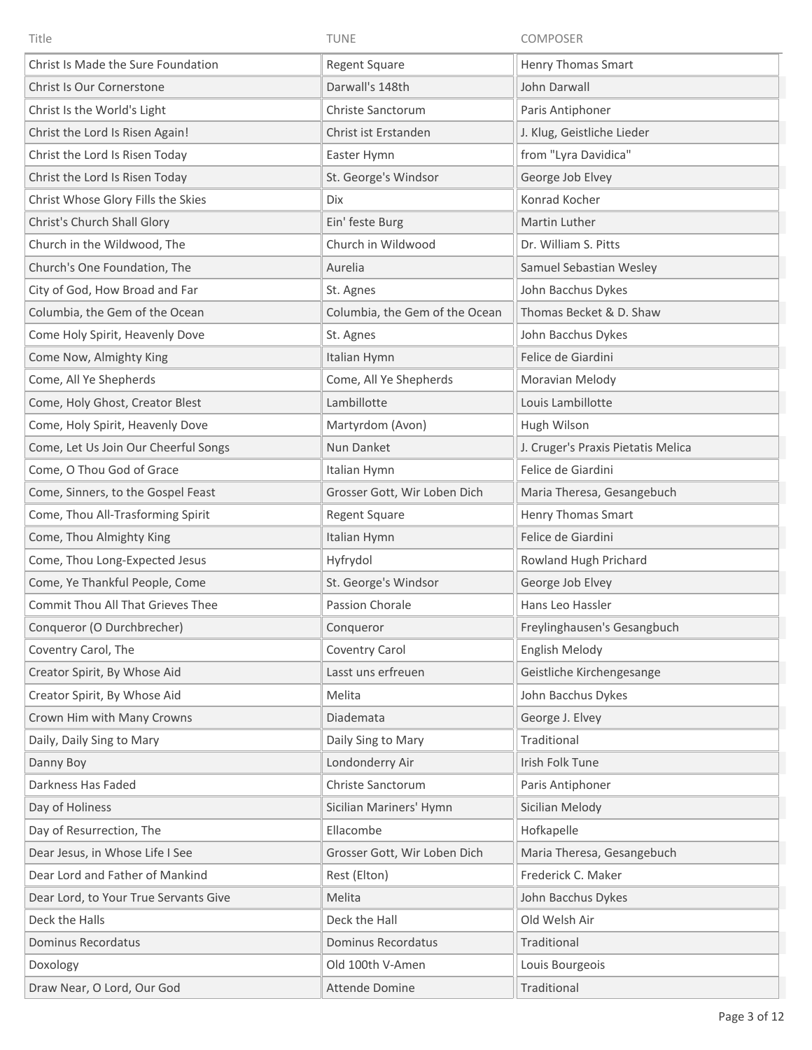| Title | TUNE | COMPOSER |
|---|---|---|
| Christ Is Made the Sure Foundation | Regent Square | Henry Thomas Smart |
| Christ Is Our Cornerstone | Darwall's 148th | John Darwall |
| Christ Is the World's Light | Christe Sanctorum | Paris Antiphoner |
| Christ the Lord Is Risen Again! | Christ ist Erstanden | J. Klug, Geistliche Lieder |
| Christ the Lord Is Risen Today | Easter Hymn | from "Lyra Davidica" |
| Christ the Lord Is Risen Today | St. George's Windsor | George Job Elvey |
| Christ Whose Glory Fills the Skies | Dix | Konrad Kocher |
| Christ's Church Shall Glory | Ein' feste Burg | Martin Luther |
| Church in the Wildwood, The | Church in Wildwood | Dr. William S. Pitts |
| Church's One Foundation, The | Aurelia | Samuel Sebastian Wesley |
| City of God, How Broad and Far | St. Agnes | John Bacchus Dykes |
| Columbia, the Gem of the Ocean | Columbia, the Gem of the Ocean | Thomas Becket & D. Shaw |
| Come Holy Spirit, Heavenly Dove | St. Agnes | John Bacchus Dykes |
| Come Now, Almighty King | Italian Hymn | Felice de Giardini |
| Come, All Ye Shepherds | Come, All Ye Shepherds | Moravian Melody |
| Come, Holy Ghost, Creator Blest | Lambillotte | Louis Lambillotte |
| Come, Holy Spirit, Heavenly Dove | Martyrdom (Avon) | Hugh Wilson |
| Come, Let Us Join Our Cheerful Songs | Nun Danket | J. Cruger's Praxis Pietatis Melica |
| Come, O Thou God of Grace | Italian Hymn | Felice de Giardini |
| Come, Sinners, to the Gospel Feast | Grosser Gott, Wir Loben Dich | Maria Theresa, Gesangebuch |
| Come, Thou All-Trasforming Spirit | Regent Square | Henry Thomas Smart |
| Come, Thou Almighty King | Italian Hymn | Felice de Giardini |
| Come, Thou Long-Expected Jesus | Hyfrydol | Rowland Hugh Prichard |
| Come, Ye Thankful People, Come | St. George's Windsor | George Job Elvey |
| Commit Thou All That Grieves Thee | Passion Chorale | Hans Leo Hassler |
| Conqueror (O Durchbrecher) | Conqueror | Freylinghausen's Gesangbuch |
| Coventry Carol, The | Coventry Carol | English Melody |
| Creator Spirit, By Whose Aid | Lasst uns erfreuen | Geistliche Kirchengesange |
| Creator Spirit, By Whose Aid | Melita | John Bacchus Dykes |
| Crown Him with Many Crowns | Diademata | George J. Elvey |
| Daily, Daily Sing to Mary | Daily Sing to Mary | Traditional |
| Danny Boy | Londonderry Air | Irish Folk Tune |
| Darkness Has Faded | Christe Sanctorum | Paris Antiphoner |
| Day of Holiness | Sicilian Mariners' Hymn | Sicilian Melody |
| Day of Resurrection, The | Ellacombe | Hofkapelle |
| Dear Jesus, in Whose Life I See | Grosser Gott, Wir Loben Dich | Maria Theresa, Gesangebuch |
| Dear Lord and Father of Mankind | Rest (Elton) | Frederick C. Maker |
| Dear Lord, to Your True Servants Give | Melita | John Bacchus Dykes |
| Deck the Halls | Deck the Hall | Old Welsh Air |
| Dominus Recordatus | Dominus Recordatus | Traditional |
| Doxology | Old 100th V-Amen | Louis Bourgeois |
| Draw Near, O Lord, Our God | Attende Domine | Traditional |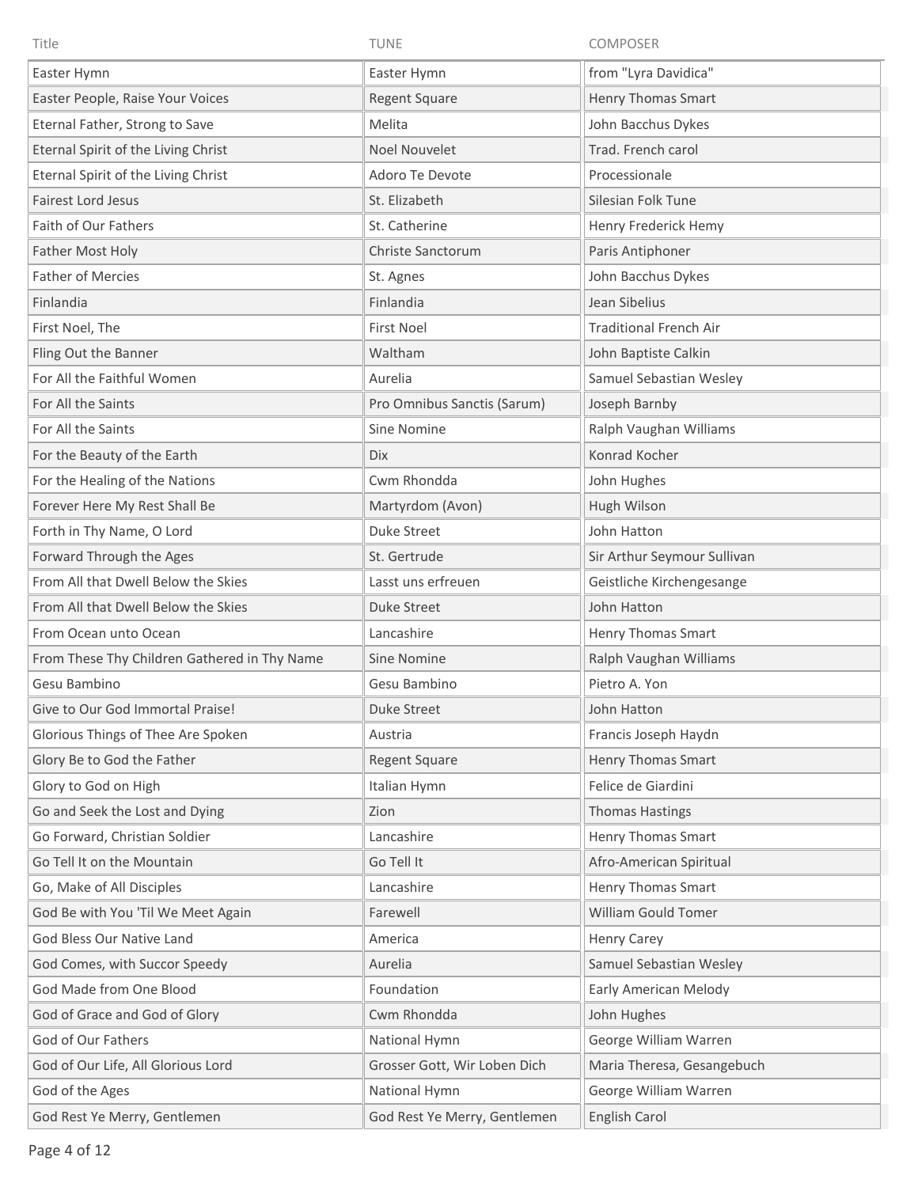| Title | TUNE | COMPOSER |
| --- | --- | --- |
| Easter Hymn | Easter Hymn | from "Lyra Davidica" |
| Easter People, Raise Your Voices | Regent Square | Henry Thomas Smart |
| Eternal Father, Strong to Save | Melita | John Bacchus Dykes |
| Eternal Spirit of the Living Christ | Noel Nouvelet | Trad. French carol |
| Eternal Spirit of the Living Christ | Adoro Te Devote | Processionale |
| Fairest Lord Jesus | St. Elizabeth | Silesian Folk Tune |
| Faith of Our Fathers | St. Catherine | Henry Frederick Hemy |
| Father Most Holy | Christe Sanctorum | Paris Antiphoner |
| Father of Mercies | St. Agnes | John Bacchus Dykes |
| Finlandia | Finlandia | Jean Sibelius |
| First Noel, The | First Noel | Traditional French Air |
| Fling Out the Banner | Waltham | John Baptiste Calkin |
| For All the Faithful Women | Aurelia | Samuel Sebastian Wesley |
| For All the Saints | Pro Omnibus Sanctis (Sarum) | Joseph Barnby |
| For All the Saints | Sine Nomine | Ralph Vaughan Williams |
| For the Beauty of the Earth | Dix | Konrad Kocher |
| For the Healing of the Nations | Cwm Rhondda | John Hughes |
| Forever Here My Rest Shall Be | Martyrdom (Avon) | Hugh Wilson |
| Forth in Thy Name, O Lord | Duke Street | John Hatton |
| Forward Through the Ages | St. Gertrude | Sir Arthur Seymour Sullivan |
| From All that Dwell Below the Skies | Lasst uns erfreuen | Geistliche Kirchengesange |
| From All that Dwell Below the Skies | Duke Street | John Hatton |
| From Ocean unto Ocean | Lancashire | Henry Thomas Smart |
| From These Thy Children Gathered in Thy Name | Sine Nomine | Ralph Vaughan Williams |
| Gesu Bambino | Gesu Bambino | Pietro A. Yon |
| Give to Our God Immortal Praise! | Duke Street | John Hatton |
| Glorious Things of Thee Are Spoken | Austria | Francis Joseph Haydn |
| Glory Be to God the Father | Regent Square | Henry Thomas Smart |
| Glory to God on High | Italian Hymn | Felice de Giardini |
| Go and Seek the Lost and Dying | Zion | Thomas Hastings |
| Go Forward, Christian Soldier | Lancashire | Henry Thomas Smart |
| Go Tell It on the Mountain | Go Tell It | Afro-American Spiritual |
| Go, Make of All Disciples | Lancashire | Henry Thomas Smart |
| God Be with You 'Til We Meet Again | Farewell | William Gould Tomer |
| God Bless Our Native Land | America | Henry Carey |
| God Comes, with Succor Speedy | Aurelia | Samuel Sebastian Wesley |
| God Made from One Blood | Foundation | Early American Melody |
| God of Grace and God of Glory | Cwm Rhondda | John Hughes |
| God of Our Fathers | National Hymn | George William Warren |
| God of Our Life, All Glorious Lord | Grosser Gott, Wir Loben Dich | Maria Theresa, Gesangebuch |
| God of the Ages | National Hymn | George William Warren |
| God Rest Ye Merry, Gentlemen | God Rest Ye Merry, Gentlemen | English Carol |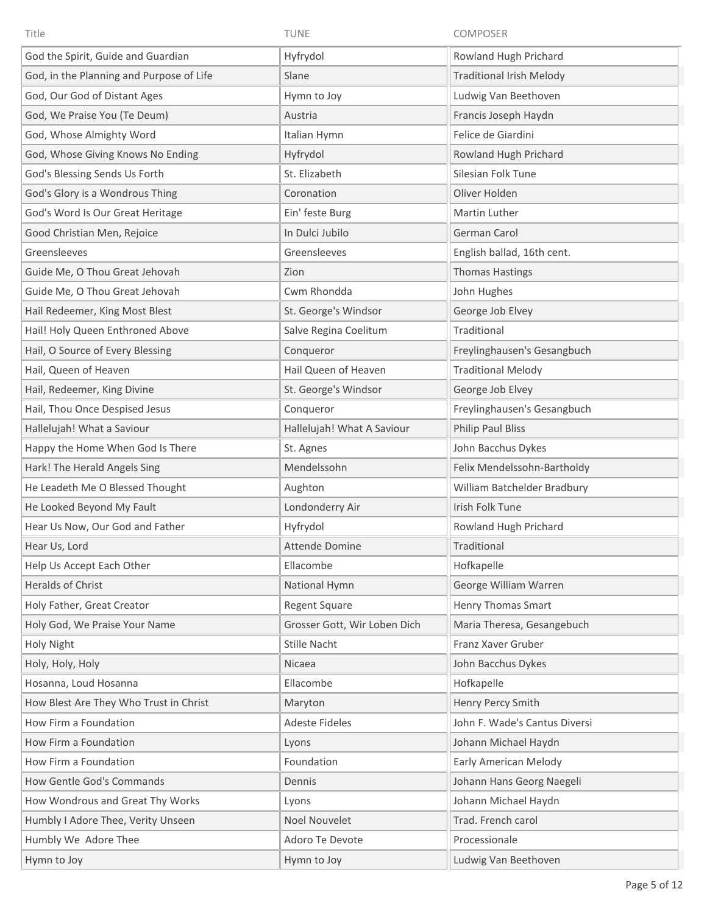| Title | TUNE | COMPOSER |
|---|---|---|
| God the Spirit, Guide and Guardian | Hyfrydol | Rowland Hugh Prichard |
| God, in the Planning and Purpose of Life | Slane | Traditional Irish Melody |
| God, Our God of Distant Ages | Hymn to Joy | Ludwig Van Beethoven |
| God, We Praise You (Te Deum) | Austria | Francis Joseph Haydn |
| God, Whose Almighty Word | Italian Hymn | Felice de Giardini |
| God, Whose Giving Knows No Ending | Hyfrydol | Rowland Hugh Prichard |
| God's Blessing Sends Us Forth | St. Elizabeth | Silesian Folk Tune |
| God's Glory is a Wondrous Thing | Coronation | Oliver Holden |
| God's Word Is Our Great Heritage | Ein' feste Burg | Martin Luther |
| Good Christian Men, Rejoice | In Dulci Jubilo | German Carol |
| Greensleeves | Greensleeves | English ballad, 16th cent. |
| Guide Me, O Thou Great Jehovah | Zion | Thomas Hastings |
| Guide Me, O Thou Great Jehovah | Cwm Rhondda | John Hughes |
| Hail Redeemer, King Most Blest | St. George's Windsor | George Job Elvey |
| Hail! Holy Queen Enthroned Above | Salve Regina Coelitum | Traditional |
| Hail, O Source of Every Blessing | Conqueror | Freylinghausen's Gesangbuch |
| Hail, Queen of Heaven | Hail Queen of Heaven | Traditional Melody |
| Hail, Redeemer, King Divine | St. George's Windsor | George Job Elvey |
| Hail, Thou Once Despised Jesus | Conqueror | Freylinghausen's Gesangbuch |
| Hallelujah! What a Saviour | Hallelujah! What A Saviour | Philip Paul Bliss |
| Happy the Home When God Is There | St. Agnes | John Bacchus Dykes |
| Hark! The Herald Angels Sing | Mendelssohn | Felix Mendelssohn-Bartholdy |
| He Leadeth Me O Blessed Thought | Aughton | William Batchelder Bradbury |
| He Looked Beyond My Fault | Londonderry Air | Irish Folk Tune |
| Hear Us Now, Our God and Father | Hyfrydol | Rowland Hugh Prichard |
| Hear Us, Lord | Attende Domine | Traditional |
| Help Us Accept Each Other | Ellacombe | Hofkapelle |
| Heralds of Christ | National Hymn | George William Warren |
| Holy Father, Great Creator | Regent Square | Henry Thomas Smart |
| Holy God, We Praise Your Name | Grosser Gott, Wir Loben Dich | Maria Theresa, Gesangebuch |
| Holy Night | Stille Nacht | Franz Xaver Gruber |
| Holy, Holy, Holy | Nicaea | John Bacchus Dykes |
| Hosanna, Loud Hosanna | Ellacombe | Hofkapelle |
| How Blest Are They Who Trust in Christ | Maryton | Henry Percy Smith |
| How Firm a Foundation | Adeste Fideles | John F. Wade's Cantus Diversi |
| How Firm a Foundation | Lyons | Johann Michael Haydn |
| How Firm a Foundation | Foundation | Early American Melody |
| How Gentle God's Commands | Dennis | Johann Hans Georg Naegeli |
| How Wondrous and Great Thy Works | Lyons | Johann Michael Haydn |
| Humbly I Adore Thee, Verity Unseen | Noel Nouvelet | Trad. French carol |
| Humbly We Adore Thee | Adoro Te Devote | Processionale |
| Hymn to Joy | Hymn to Joy | Ludwig Van Beethoven |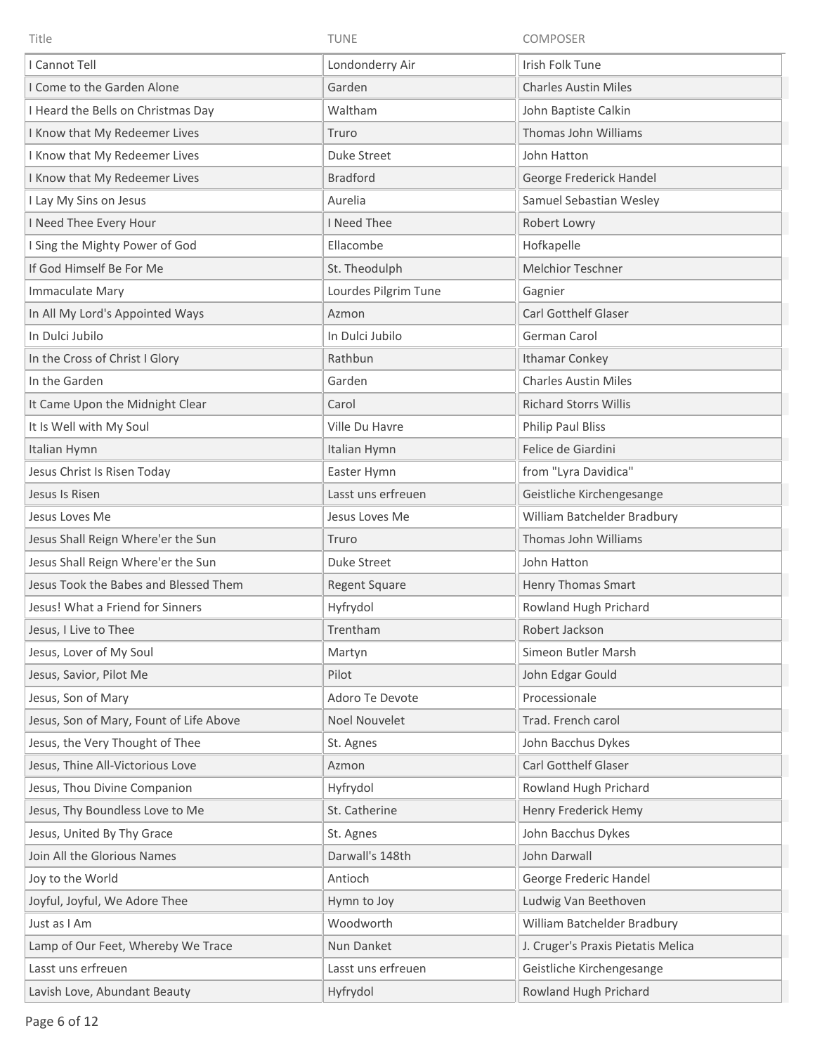| Title | TUNE | COMPOSER |
|---|---|---|
| I Cannot Tell | Londonderry Air | Irish Folk Tune |
| I Come to the Garden Alone | Garden | Charles Austin Miles |
| I Heard the Bells on Christmas Day | Waltham | John Baptiste Calkin |
| I Know that My Redeemer Lives | Truro | Thomas John Williams |
| I Know that My Redeemer Lives | Duke Street | John Hatton |
| I Know that My Redeemer Lives | Bradford | George Frederick Handel |
| I Lay My Sins on Jesus | Aurelia | Samuel Sebastian Wesley |
| I Need Thee Every Hour | I Need Thee | Robert Lowry |
| I Sing the Mighty Power of God | Ellacombe | Hofkapelle |
| If God Himself Be For Me | St. Theodulph | Melchior Teschner |
| Immaculate Mary | Lourdes Pilgrim Tune | Gagnier |
| In All My Lord's Appointed Ways | Azmon | Carl Gotthelf Glaser |
| In Dulci Jubilo | In Dulci Jubilo | German Carol |
| In the Cross of Christ I Glory | Rathbun | Ithamar Conkey |
| In the Garden | Garden | Charles Austin Miles |
| It Came Upon the Midnight Clear | Carol | Richard Storrs Willis |
| It Is Well with My Soul | Ville Du Havre | Philip Paul Bliss |
| Italian Hymn | Italian Hymn | Felice de Giardini |
| Jesus Christ Is Risen Today | Easter Hymn | from "Lyra Davidica" |
| Jesus Is Risen | Lasst uns erfreuen | Geistliche Kirchengesange |
| Jesus Loves Me | Jesus Loves Me | William Batchelder Bradbury |
| Jesus Shall Reign Where'er the Sun | Truro | Thomas John Williams |
| Jesus Shall Reign Where'er the Sun | Duke Street | John Hatton |
| Jesus Took the Babes and Blessed Them | Regent Square | Henry Thomas Smart |
| Jesus! What a Friend for Sinners | Hyfrydol | Rowland Hugh Prichard |
| Jesus, I Live to Thee | Trentham | Robert Jackson |
| Jesus, Lover of My Soul | Martyn | Simeon Butler Marsh |
| Jesus, Savior, Pilot Me | Pilot | John Edgar Gould |
| Jesus, Son of Mary | Adoro Te Devote | Processionale |
| Jesus, Son of Mary, Fount of Life Above | Noel Nouvelet | Trad. French carol |
| Jesus, the Very Thought of Thee | St. Agnes | John Bacchus Dykes |
| Jesus, Thine All-Victorious Love | Azmon | Carl Gotthelf Glaser |
| Jesus, Thou Divine Companion | Hyfrydol | Rowland Hugh Prichard |
| Jesus, Thy Boundless Love to Me | St. Catherine | Henry Frederick Hemy |
| Jesus, United By Thy Grace | St. Agnes | John Bacchus Dykes |
| Join All the Glorious Names | Darwall's 148th | John Darwall |
| Joy to the World | Antioch | George Frederic Handel |
| Joyful, Joyful, We Adore Thee | Hymn to Joy | Ludwig Van Beethoven |
| Just as I Am | Woodworth | William Batchelder Bradbury |
| Lamp of Our Feet, Whereby We Trace | Nun Danket | J. Cruger's Praxis Pietatis Melica |
| Lasst uns erfreuen | Lasst uns erfreuen | Geistliche Kirchengesange |
| Lavish Love, Abundant Beauty | Hyfrydol | Rowland Hugh Prichard |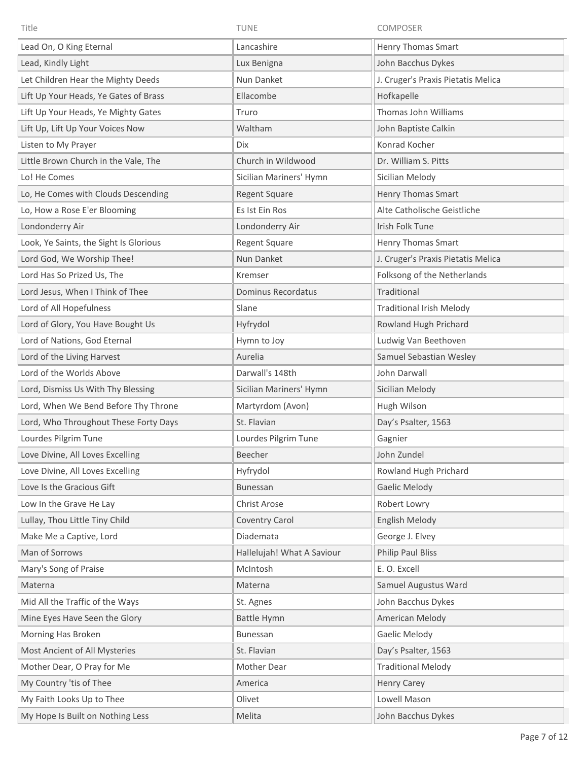| Title | TUNE | COMPOSER |
|---|---|---|
| Lead On, O King Eternal | Lancashire | Henry Thomas Smart |
| Lead, Kindly Light | Lux Benigna | John Bacchus Dykes |
| Let Children Hear the Mighty Deeds | Nun Danket | J. Cruger's Praxis Pietatis Melica |
| Lift Up Your Heads, Ye Gates of Brass | Ellacombe | Hofkapelle |
| Lift Up Your Heads, Ye Mighty Gates | Truro | Thomas John Williams |
| Lift Up, Lift Up Your Voices Now | Waltham | John Baptiste Calkin |
| Listen to My Prayer | Dix | Konrad Kocher |
| Little Brown Church in the Vale, The | Church in Wildwood | Dr. William S. Pitts |
| Lo! He Comes | Sicilian Mariners' Hymn | Sicilian Melody |
| Lo, He Comes with Clouds Descending | Regent Square | Henry Thomas Smart |
| Lo, How a Rose E'er Blooming | Es Ist Ein Ros | Alte Catholische Geistliche |
| Londonderry Air | Londonderry Air | Irish Folk Tune |
| Look, Ye Saints, the Sight Is Glorious | Regent Square | Henry Thomas Smart |
| Lord God, We Worship Thee! | Nun Danket | J. Cruger's Praxis Pietatis Melica |
| Lord Has So Prized Us, The | Kremser | Folksong of the Netherlands |
| Lord Jesus, When I Think of Thee | Dominus Recordatus | Traditional |
| Lord of All Hopefulness | Slane | Traditional Irish Melody |
| Lord of Glory, You Have Bought Us | Hyfrydol | Rowland Hugh Prichard |
| Lord of Nations, God Eternal | Hymn to Joy | Ludwig Van Beethoven |
| Lord of the Living Harvest | Aurelia | Samuel Sebastian Wesley |
| Lord of the Worlds Above | Darwall's 148th | John Darwall |
| Lord, Dismiss Us With Thy Blessing | Sicilian Mariners' Hymn | Sicilian Melody |
| Lord, When We Bend Before Thy Throne | Martyrdom (Avon) | Hugh Wilson |
| Lord, Who Throughout These Forty Days | St. Flavian | Day's Psalter, 1563 |
| Lourdes Pilgrim Tune | Lourdes Pilgrim Tune | Gagnier |
| Love Divine, All Loves Excelling | Beecher | John Zundel |
| Love Divine, All Loves Excelling | Hyfrydol | Rowland Hugh Prichard |
| Love Is the Gracious Gift | Bunessan | Gaelic Melody |
| Low In the Grave He Lay | Christ Arose | Robert Lowry |
| Lullay, Thou Little Tiny Child | Coventry Carol | English Melody |
| Make Me a Captive, Lord | Diademata | George J. Elvey |
| Man of Sorrows | Hallelujah! What A Saviour | Philip Paul Bliss |
| Mary's Song of Praise | McIntosh | E. O. Excell |
| Materna | Materna | Samuel Augustus Ward |
| Mid All the Traffic of the Ways | St. Agnes | John Bacchus Dykes |
| Mine Eyes Have Seen the Glory | Battle Hymn | American Melody |
| Morning Has Broken | Bunessan | Gaelic Melody |
| Most Ancient of All Mysteries | St. Flavian | Day's Psalter, 1563 |
| Mother Dear, O Pray for Me | Mother Dear | Traditional Melody |
| My Country 'tis of Thee | America | Henry Carey |
| My Faith Looks Up to Thee | Olivet | Lowell Mason |
| My Hope Is Built on Nothing Less | Melita | John Bacchus Dykes |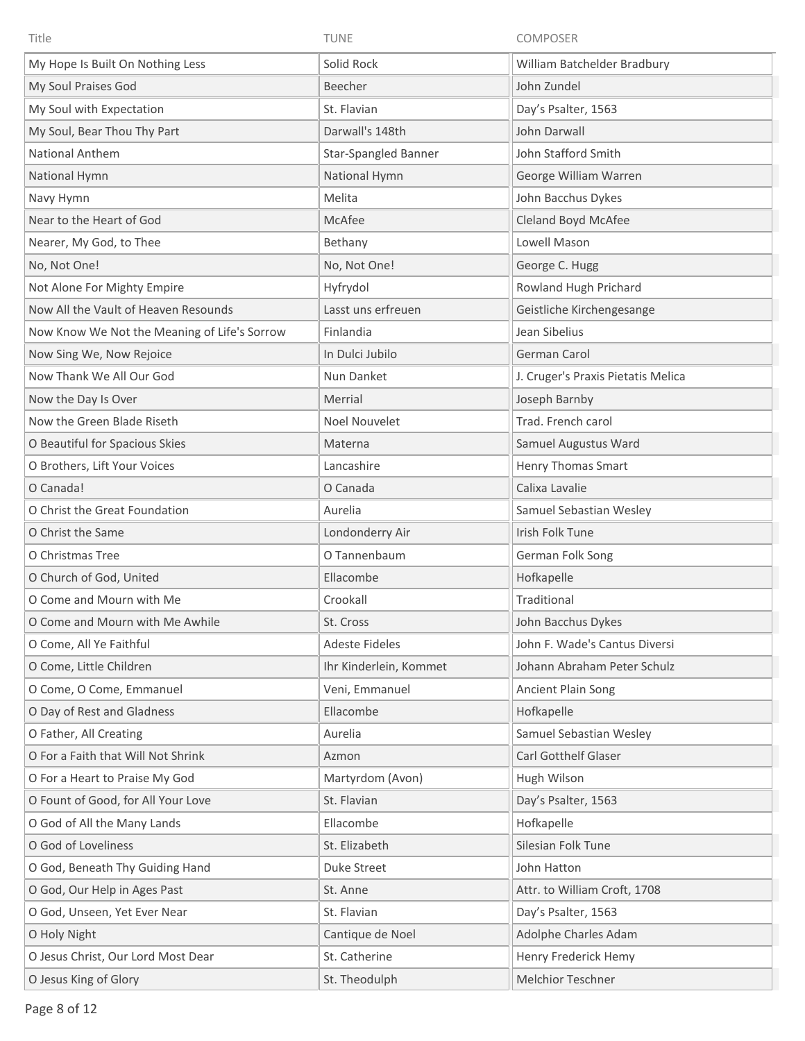| Title | TUNE | COMPOSER |
| --- | --- | --- |
| My Hope Is Built On Nothing Less | Solid Rock | William Batchelder Bradbury |
| My Soul Praises God | Beecher | John Zundel |
| My Soul with Expectation | St. Flavian | Day's Psalter, 1563 |
| My Soul, Bear Thou Thy Part | Darwall's 148th | John Darwall |
| National Anthem | Star-Spangled Banner | John Stafford Smith |
| National Hymn | National Hymn | George William Warren |
| Navy Hymn | Melita | John Bacchus Dykes |
| Near to the Heart of God | McAfee | Cleland Boyd McAfee |
| Nearer, My God, to Thee | Bethany | Lowell Mason |
| No, Not One! | No, Not One! | George C. Hugg |
| Not Alone For Mighty Empire | Hyfrydol | Rowland Hugh Prichard |
| Now All the Vault of Heaven Resounds | Lasst uns erfreuen | Geistliche Kirchengesange |
| Now Know We Not the Meaning of Life's Sorrow | Finlandia | Jean Sibelius |
| Now Sing We, Now Rejoice | In Dulci Jubilo | German Carol |
| Now Thank We All Our God | Nun Danket | J. Cruger's Praxis Pietatis Melica |
| Now the Day Is Over | Merrial | Joseph Barnby |
| Now the Green Blade Riseth | Noel Nouvelet | Trad. French carol |
| O Beautiful for Spacious Skies | Materna | Samuel Augustus Ward |
| O Brothers, Lift Your Voices | Lancashire | Henry Thomas Smart |
| O Canada! | O Canada | Calixa Lavalie |
| O Christ the Great Foundation | Aurelia | Samuel Sebastian Wesley |
| O Christ the Same | Londonderry Air | Irish Folk Tune |
| O Christmas Tree | O Tannenbaum | German Folk Song |
| O Church of God, United | Ellacombe | Hofkapelle |
| O Come and Mourn with Me | Crookall | Traditional |
| O Come and Mourn with Me Awhile | St. Cross | John Bacchus Dykes |
| O Come, All Ye Faithful | Adeste Fideles | John F. Wade's Cantus Diversi |
| O Come, Little Children | Ihr Kinderlein, Kommet | Johann Abraham Peter Schulz |
| O Come, O Come, Emmanuel | Veni, Emmanuel | Ancient Plain Song |
| O Day of Rest and Gladness | Ellacombe | Hofkapelle |
| O Father, All Creating | Aurelia | Samuel Sebastian Wesley |
| O For a Faith that Will Not Shrink | Azmon | Carl Gotthelf Glaser |
| O For a Heart to Praise My God | Martyrdom (Avon) | Hugh Wilson |
| O Fount of Good, for All Your Love | St. Flavian | Day's Psalter, 1563 |
| O God of All the Many Lands | Ellacombe | Hofkapelle |
| O God of Loveliness | St. Elizabeth | Silesian Folk Tune |
| O God, Beneath Thy Guiding Hand | Duke Street | John Hatton |
| O God, Our Help in Ages Past | St. Anne | Attr. to William Croft, 1708 |
| O God, Unseen, Yet Ever Near | St. Flavian | Day's Psalter, 1563 |
| O Holy Night | Cantique de Noel | Adolphe Charles Adam |
| O Jesus Christ, Our Lord Most Dear | St. Catherine | Henry Frederick Hemy |
| O Jesus King of Glory | St. Theodulph | Melchior Teschner |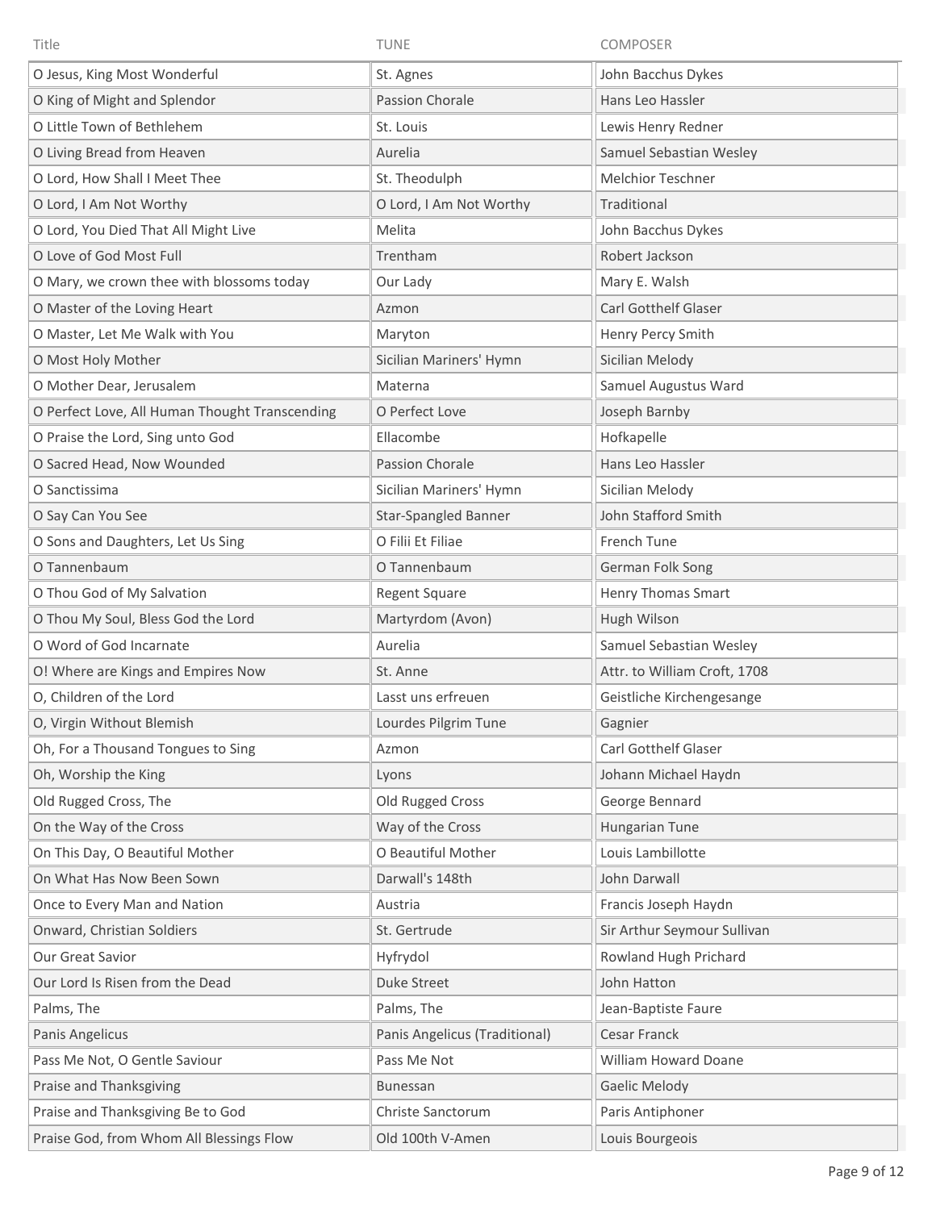| Title | TUNE | COMPOSER |
| --- | --- | --- |
| O Jesus, King Most Wonderful | St. Agnes | John Bacchus Dykes |
| O King of Might and Splendor | Passion Chorale | Hans Leo Hassler |
| O Little Town of Bethlehem | St. Louis | Lewis Henry Redner |
| O Living Bread from Heaven | Aurelia | Samuel Sebastian Wesley |
| O Lord, How Shall I Meet Thee | St. Theodulph | Melchior Teschner |
| O Lord, I Am Not Worthy | O Lord, I Am Not Worthy | Traditional |
| O Lord, You Died That All Might Live | Melita | John Bacchus Dykes |
| O Love of God Most Full | Trentham | Robert Jackson |
| O Mary, we crown thee with blossoms today | Our Lady | Mary E. Walsh |
| O Master of the Loving Heart | Azmon | Carl Gotthelf Glaser |
| O Master, Let Me Walk with You | Maryton | Henry Percy Smith |
| O Most Holy Mother | Sicilian Mariners' Hymn | Sicilian Melody |
| O Mother Dear, Jerusalem | Materna | Samuel Augustus Ward |
| O Perfect Love, All Human Thought Transcending | O Perfect Love | Joseph Barnby |
| O Praise the Lord, Sing unto God | Ellacombe | Hofkapelle |
| O Sacred Head, Now Wounded | Passion Chorale | Hans Leo Hassler |
| O Sanctissima | Sicilian Mariners' Hymn | Sicilian Melody |
| O Say Can You See | Star-Spangled Banner | John Stafford Smith |
| O Sons and Daughters, Let Us Sing | O Filii Et Filiae | French Tune |
| O Tannenbaum | O Tannenbaum | German Folk Song |
| O Thou God of My Salvation | Regent Square | Henry Thomas Smart |
| O Thou My Soul, Bless God the Lord | Martyrdom (Avon) | Hugh Wilson |
| O Word of God Incarnate | Aurelia | Samuel Sebastian Wesley |
| O! Where are Kings and Empires Now | St. Anne | Attr. to William Croft, 1708 |
| O, Children of the Lord | Lasst uns erfreuen | Geistliche Kirchengesange |
| O, Virgin Without Blemish | Lourdes Pilgrim Tune | Gagnier |
| Oh, For a Thousand Tongues to Sing | Azmon | Carl Gotthelf Glaser |
| Oh, Worship the King | Lyons | Johann Michael Haydn |
| Old Rugged Cross, The | Old Rugged Cross | George Bennard |
| On the Way of the Cross | Way of the Cross | Hungarian Tune |
| On This Day, O Beautiful Mother | O Beautiful Mother | Louis Lambillotte |
| On What Has Now Been Sown | Darwall's 148th | John Darwall |
| Once to Every Man and Nation | Austria | Francis Joseph Haydn |
| Onward, Christian Soldiers | St. Gertrude | Sir Arthur Seymour Sullivan |
| Our Great Savior | Hyfrydol | Rowland Hugh Prichard |
| Our Lord Is Risen from the Dead | Duke Street | John Hatton |
| Palms, The | Palms, The | Jean-Baptiste Faure |
| Panis Angelicus | Panis Angelicus (Traditional) | Cesar Franck |
| Pass Me Not, O Gentle Saviour | Pass Me Not | William Howard Doane |
| Praise and Thanksgiving | Bunessan | Gaelic Melody |
| Praise and Thanksgiving Be to God | Christe Sanctorum | Paris Antiphoner |
| Praise God, from Whom All Blessings Flow | Old 100th V-Amen | Louis Bourgeois |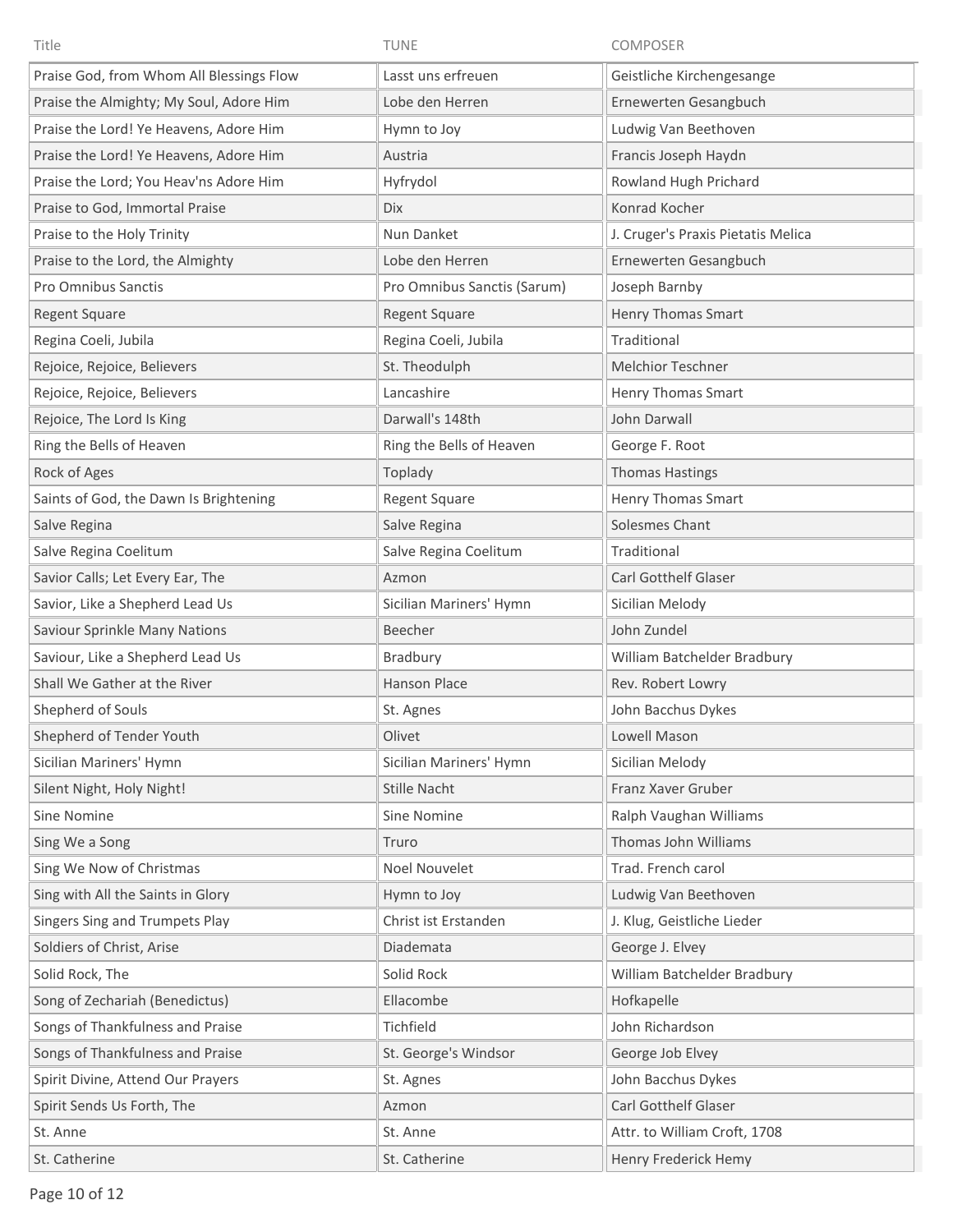| Title | TUNE | COMPOSER |
| --- | --- | --- |
| Praise God, from Whom All Blessings Flow | Lasst uns erfreuen | Geistliche Kirchengesange |
| Praise the Almighty; My Soul, Adore Him | Lobe den Herren | Ernewerten Gesangbuch |
| Praise the Lord! Ye Heavens, Adore Him | Hymn to Joy | Ludwig Van Beethoven |
| Praise the Lord! Ye Heavens, Adore Him | Austria | Francis Joseph Haydn |
| Praise the Lord; You Heav'ns Adore Him | Hyfrydol | Rowland Hugh Prichard |
| Praise to God, Immortal Praise | Dix | Konrad Kocher |
| Praise to the Holy Trinity | Nun Danket | J. Cruger's Praxis Pietatis Melica |
| Praise to the Lord, the Almighty | Lobe den Herren | Ernewerten Gesangbuch |
| Pro Omnibus Sanctis | Pro Omnibus Sanctis (Sarum) | Joseph Barnby |
| Regent Square | Regent Square | Henry Thomas Smart |
| Regina Coeli, Jubila | Regina Coeli, Jubila | Traditional |
| Rejoice, Rejoice, Believers | St. Theodulph | Melchior Teschner |
| Rejoice, Rejoice, Believers | Lancashire | Henry Thomas Smart |
| Rejoice, The Lord Is King | Darwall's 148th | John Darwall |
| Ring the Bells of Heaven | Ring the Bells of Heaven | George F. Root |
| Rock of Ages | Toplady | Thomas Hastings |
| Saints of God, the Dawn Is Brightening | Regent Square | Henry Thomas Smart |
| Salve Regina | Salve Regina | Solesmes Chant |
| Salve Regina Coelitum | Salve Regina Coelitum | Traditional |
| Savior Calls; Let Every Ear, The | Azmon | Carl Gotthelf Glaser |
| Savior, Like a Shepherd Lead Us | Sicilian Mariners' Hymn | Sicilian Melody |
| Saviour Sprinkle Many Nations | Beecher | John Zundel |
| Saviour, Like a Shepherd Lead Us | Bradbury | William Batchelder Bradbury |
| Shall We Gather at the River | Hanson Place | Rev. Robert Lowry |
| Shepherd of Souls | St. Agnes | John Bacchus Dykes |
| Shepherd of Tender Youth | Olivet | Lowell Mason |
| Sicilian Mariners' Hymn | Sicilian Mariners' Hymn | Sicilian Melody |
| Silent Night, Holy Night! | Stille Nacht | Franz Xaver Gruber |
| Sine Nomine | Sine Nomine | Ralph Vaughan Williams |
| Sing We a Song | Truro | Thomas John Williams |
| Sing We Now of Christmas | Noel Nouvelet | Trad. French carol |
| Sing with All the Saints in Glory | Hymn to Joy | Ludwig Van Beethoven |
| Singers Sing and Trumpets Play | Christ ist Erstanden | J. Klug, Geistliche Lieder |
| Soldiers of Christ, Arise | Diademata | George J. Elvey |
| Solid Rock, The | Solid Rock | William Batchelder Bradbury |
| Song of Zechariah (Benedictus) | Ellacombe | Hofkapelle |
| Songs of Thankfulness and Praise | Tichfield | John Richardson |
| Songs of Thankfulness and Praise | St. George's Windsor | George Job Elvey |
| Spirit Divine, Attend Our Prayers | St. Agnes | John Bacchus Dykes |
| Spirit Sends Us Forth, The | Azmon | Carl Gotthelf Glaser |
| St. Anne | St. Anne | Attr. to William Croft, 1708 |
| St. Catherine | St. Catherine | Henry Frederick Hemy |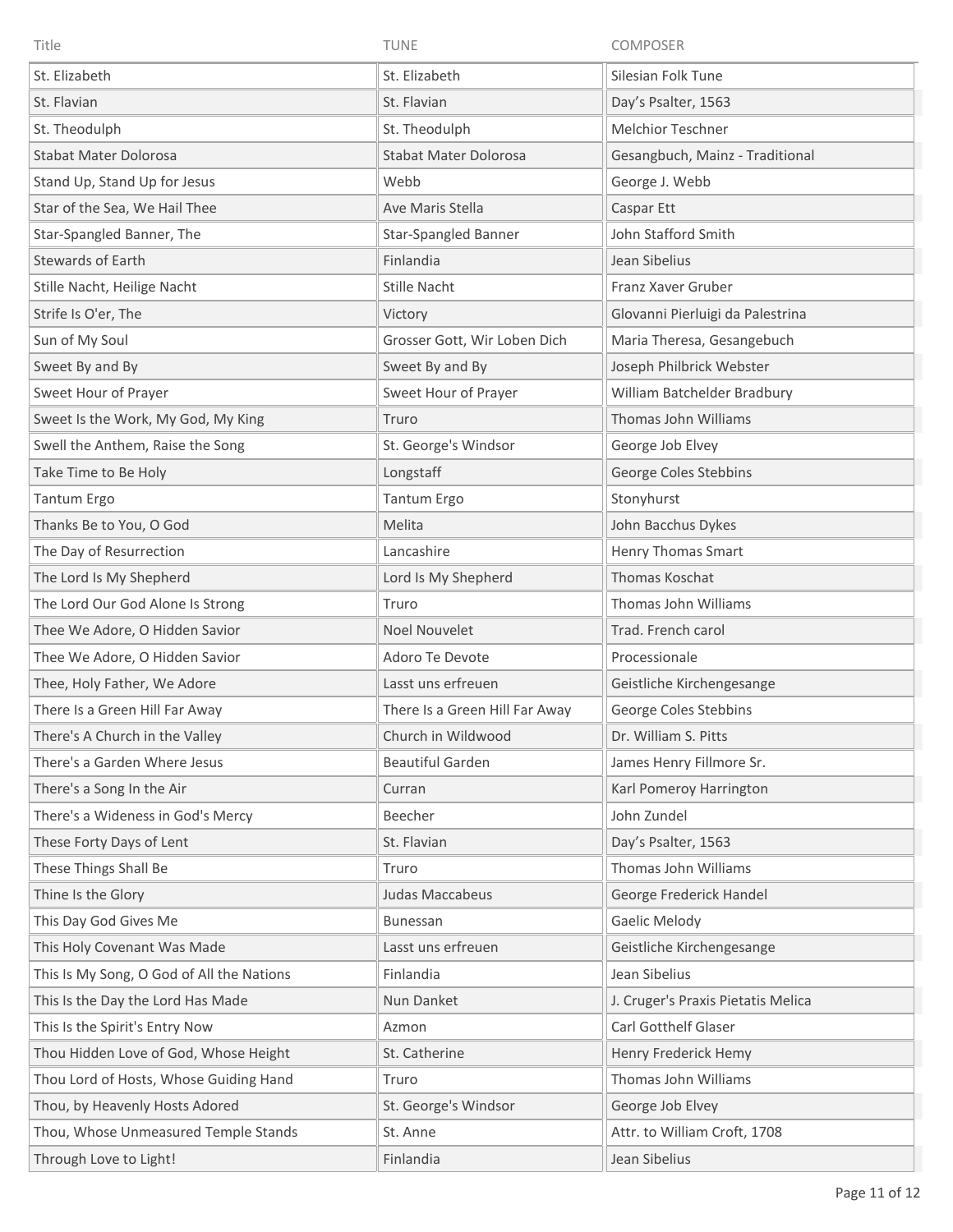| Title | TUNE | COMPOSER |
| --- | --- | --- |
| St. Elizabeth | St. Elizabeth | Silesian Folk Tune |
| St. Flavian | St. Flavian | Day's Psalter, 1563 |
| St. Theodulph | St. Theodulph | Melchior Teschner |
| Stabat Mater Dolorosa | Stabat Mater Dolorosa | Gesangbuch, Mainz - Traditional |
| Stand Up, Stand Up for Jesus | Webb | George J. Webb |
| Star of the Sea, We Hail Thee | Ave Maris Stella | Caspar Ett |
| Star-Spangled Banner, The | Star-Spangled Banner | John Stafford Smith |
| Stewards of Earth | Finlandia | Jean Sibelius |
| Stille Nacht, Heilige Nacht | Stille Nacht | Franz Xaver Gruber |
| Strife Is O'er, The | Victory | Glovanni Pierluigi da Palestrina |
| Sun of My Soul | Grosser Gott, Wir Loben Dich | Maria Theresa, Gesangebuch |
| Sweet By and By | Sweet By and By | Joseph Philbrick Webster |
| Sweet Hour of Prayer | Sweet Hour of Prayer | William Batchelder Bradbury |
| Sweet Is the Work, My God, My King | Truro | Thomas John Williams |
| Swell the Anthem, Raise the Song | St. George's Windsor | George Job Elvey |
| Take Time to Be Holy | Longstaff | George Coles Stebbins |
| Tantum Ergo | Tantum Ergo | Stonyhurst |
| Thanks Be to You, O God | Melita | John Bacchus Dykes |
| The Day of Resurrection | Lancashire | Henry Thomas Smart |
| The Lord Is My Shepherd | Lord Is My Shepherd | Thomas Koschat |
| The Lord Our God Alone Is Strong | Truro | Thomas John Williams |
| Thee We Adore, O Hidden Savior | Noel Nouvelet | Trad. French carol |
| Thee We Adore, O Hidden Savior | Adoro Te Devote | Processionale |
| Thee, Holy Father, We Adore | Lasst uns erfreuen | Geistliche Kirchengesange |
| There Is a Green Hill Far Away | There Is a Green Hill Far Away | George Coles Stebbins |
| There's A Church in the Valley | Church in Wildwood | Dr. William S. Pitts |
| There's a Garden Where Jesus | Beautiful Garden | James Henry Fillmore Sr. |
| There's a Song In the Air | Curran | Karl Pomeroy Harrington |
| There's a Wideness in God's Mercy | Beecher | John Zundel |
| These Forty Days of Lent | St. Flavian | Day's Psalter, 1563 |
| These Things Shall Be | Truro | Thomas John Williams |
| Thine Is the Glory | Judas Maccabeus | George Frederick Handel |
| This Day God Gives Me | Bunessan | Gaelic Melody |
| This Holy Covenant Was Made | Lasst uns erfreuen | Geistliche Kirchengesange |
| This Is My Song, O God of All the Nations | Finlandia | Jean Sibelius |
| This Is the Day the Lord Has Made | Nun Danket | J. Cruger's Praxis Pietatis Melica |
| This Is the Spirit's Entry Now | Azmon | Carl Gotthelf Glaser |
| Thou Hidden Love of God, Whose Height | St. Catherine | Henry Frederick Hemy |
| Thou Lord of Hosts, Whose Guiding Hand | Truro | Thomas John Williams |
| Thou, by Heavenly Hosts Adored | St. George's Windsor | George Job Elvey |
| Thou, Whose Unmeasured Temple Stands | St. Anne | Attr. to William Croft, 1708 |
| Through Love to Light! | Finlandia | Jean Sibelius |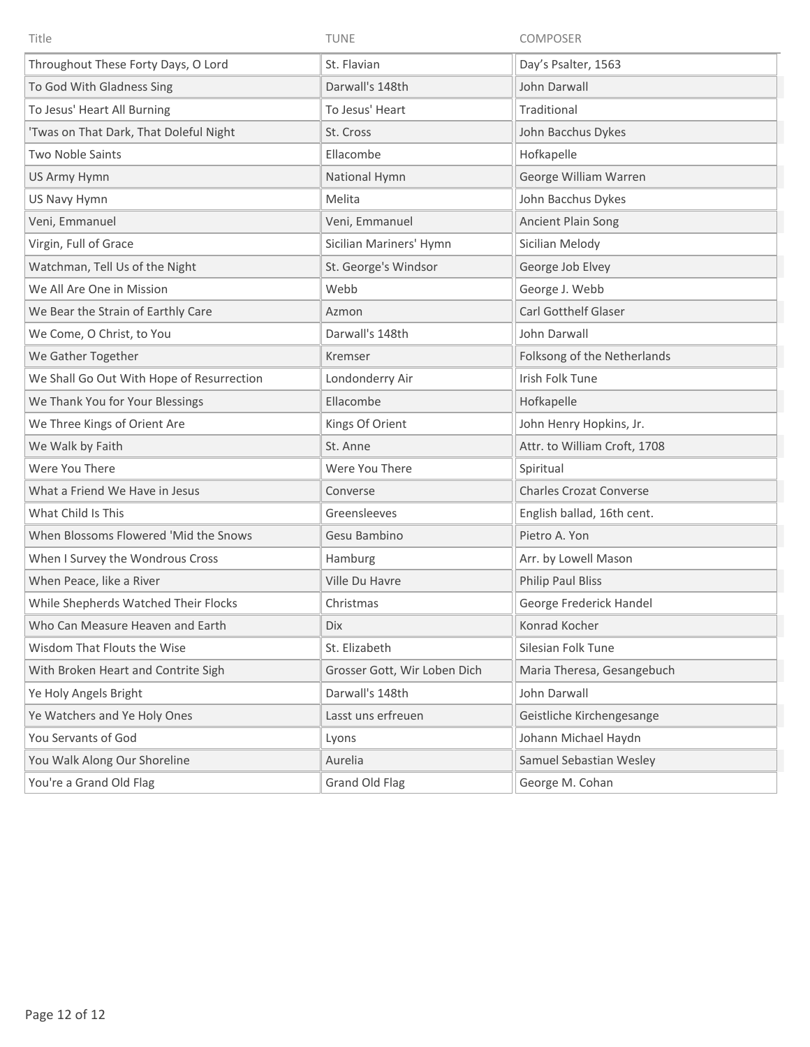| Title | TUNE | COMPOSER |
|---|---|---|
| Throughout These Forty Days, O Lord | St. Flavian | Day's Psalter, 1563 |
| To God With Gladness Sing | Darwall's 148th | John Darwall |
| To Jesus' Heart All Burning | To Jesus' Heart | Traditional |
| 'Twas on That Dark, That Doleful Night | St. Cross | John Bacchus Dykes |
| Two Noble Saints | Ellacombe | Hofkapelle |
| US Army Hymn | National Hymn | George William Warren |
| US Navy Hymn | Melita | John Bacchus Dykes |
| Veni, Emmanuel | Veni, Emmanuel | Ancient Plain Song |
| Virgin, Full of Grace | Sicilian Mariners' Hymn | Sicilian Melody |
| Watchman, Tell Us of the Night | St. George's Windsor | George Job Elvey |
| We All Are One in Mission | Webb | George J. Webb |
| We Bear the Strain of Earthly Care | Azmon | Carl Gotthelf Glaser |
| We Come, O Christ, to You | Darwall's 148th | John Darwall |
| We Gather Together | Kremser | Folksong of the Netherlands |
| We Shall Go Out With Hope of Resurrection | Londonderry Air | Irish Folk Tune |
| We Thank You for Your Blessings | Ellacombe | Hofkapelle |
| We Three Kings of Orient Are | Kings Of Orient | John Henry Hopkins, Jr. |
| We Walk by Faith | St. Anne | Attr. to William Croft, 1708 |
| Were You There | Were You There | Spiritual |
| What a Friend We Have in Jesus | Converse | Charles Crozat Converse |
| What Child Is This | Greensleeves | English ballad, 16th cent. |
| When Blossoms Flowered 'Mid the Snows | Gesu Bambino | Pietro A. Yon |
| When I Survey the Wondrous Cross | Hamburg | Arr. by Lowell Mason |
| When Peace, like a River | Ville Du Havre | Philip Paul Bliss |
| While Shepherds Watched Their Flocks | Christmas | George Frederick Handel |
| Who Can Measure Heaven and Earth | Dix | Konrad Kocher |
| Wisdom That Flouts the Wise | St. Elizabeth | Silesian Folk Tune |
| With Broken Heart and Contrite Sigh | Grosser Gott, Wir Loben Dich | Maria Theresa, Gesangebuch |
| Ye Holy Angels Bright | Darwall's 148th | John Darwall |
| Ye Watchers and Ye Holy Ones | Lasst uns erfreuen | Geistliche Kirchengesange |
| You Servants of God | Lyons | Johann Michael Haydn |
| You Walk Along Our Shoreline | Aurelia | Samuel Sebastian Wesley |
| You're a Grand Old Flag | Grand Old Flag | George M. Cohan |